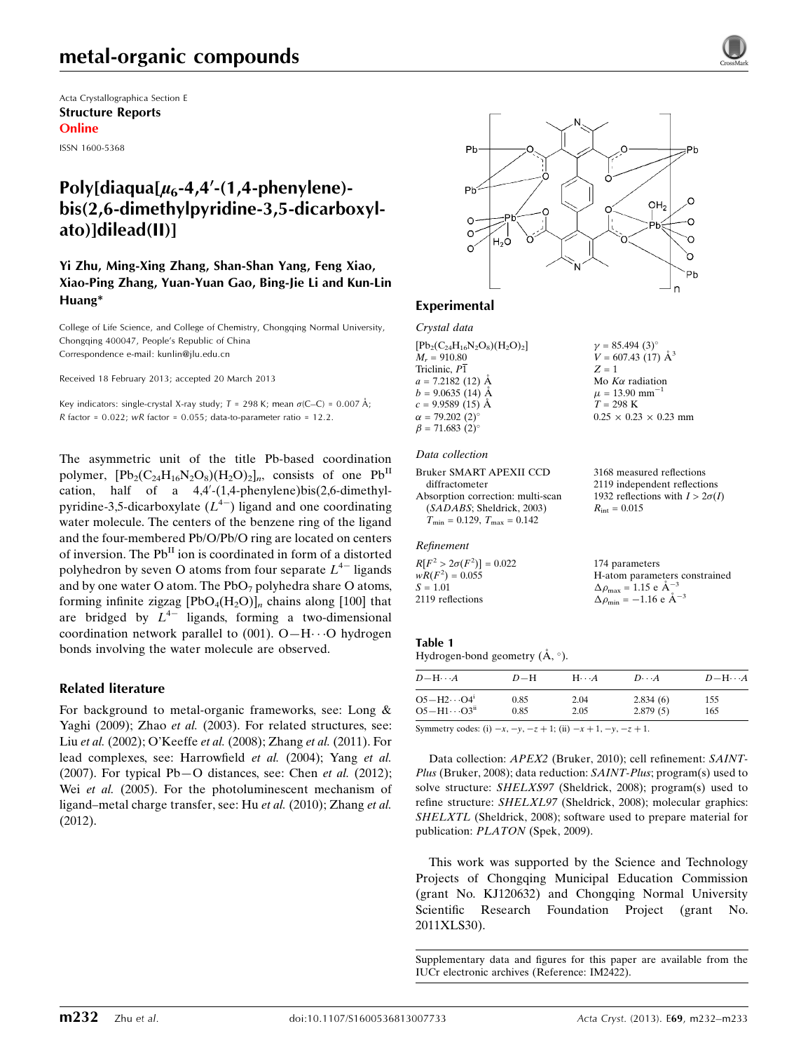Acta Crystallographica Section E

**Structure Reports Online**

ISSN 1600-5368

# Poly[diaqua[$\mu_6$-4,4′-(1,4-phenylene)-bis(2,6-dimethylpyridine-3,5-dicarboxylato)]dilead(II)]

**Yi Zhu, Ming-Xing Zhang, Shan-Shan Yang, Feng Xiao, Xiao-Ping Zhang, Yuan-Yuan Gao, Bing-Jie Li and Kun-Lin Huang\***

College of Life Science, and College of Chemistry, Chongqing Normal University, Chongqing 400047, People's Republic of China
Correspondence e-mail: kunlin@jlu.edu.cn

Received 18 February 2013; accepted 20 March 2013

Key indicators: single-crystal X-ray study; $T$ = 298 K; mean $\sigma$(C–C) = 0.007 Å; $R$ factor = 0.022; $wR$ factor = 0.055; data-to-parameter ratio = 12.2.

The asymmetric unit of the title Pb-based coordination polymer, $[Pb_2(C_{24}H_{16}N_2O_8)(H_2O)_2]_n$, consists of one $Pb^{II}$ cation, half of a 4,4′-(1,4-phenylene)bis(2,6-dimethylpyridine-3,5-dicarboxylate) ($L^{4-}$) ligand and one coordinating water molecule. The centers of the benzene ring of the ligand and the four-membered Pb/O/Pb/O ring are located on centers of inversion. The $Pb^{II}$ ion is coordinated in form of a distorted polyhedron by seven O atoms from four separate $L^{4-}$ ligands and by one water O atom. The $PbO_7$ polyhedra share O atoms, forming infinite zigzag $[PbO_4(H_2O)]_n$ chains along [100] that are bridged by $L^{4-}$ ligands, forming a two-dimensional coordination network parallel to (001). O—H⋯O hydrogen bonds involving the water molecule are observed.

## Related literature

For background to metal-organic frameworks, see: Long & Yaghi (2009); Zhao *et al.* (2003). For related structures, see: Liu *et al.* (2002); O'Keeffe *et al.* (2008); Zhang *et al.* (2011). For lead complexes, see: Harrowfield *et al.* (2004); Yang *et al.* (2007). For typical Pb—O distances, see: Chen *et al.* (2012); Wei *et al.* (2005). For the photoluminescent mechanism of ligand–metal charge transfer, see: Hu *et al.* (2010); Zhang *et al.* (2012).

## Experimental

### Crystal data

$[Pb_2(C_{24}H_{16}N_2O_8)(H_2O)_2]$
$M_r$ = 910.80
Triclinic, $P\overline{1}$
$a$ = 7.2182 (12) Å
$b$ = 9.0635 (14) Å
$c$ = 9.9589 (15) Å
$\alpha$ = 79.202 (2)°
$\beta$ = 71.683 (2)°
$\gamma$ = 85.494 (3)°
$V$ = 607.43 (17) Å$^3$
$Z$ = 1
Mo $K\alpha$ radiation
$\mu$ = 13.90 mm$^{-1}$
$T$ = 298 K
0.25 × 0.23 × 0.23 mm

### Data collection

Bruker SMART APEXII CCD diffractometer
Absorption correction: multi-scan (*SADABS*; Sheldrick, 2003)
$T_{min}$ = 0.129, $T_{max}$ = 0.142
3168 measured reflections
2119 independent reflections
1932 reflections with $I > 2\sigma(I)$
$R_{int}$ = 0.015

### Refinement

$R[F^2 > 2\sigma(F^2)]$ = 0.022
$wR(F^2)$ = 0.055
$S$ = 1.01
2119 reflections
174 parameters
H-atom parameters constrained
$\Delta\rho_{max}$ = 1.15 e Å$^{-3}$
$\Delta\rho_{min}$ = −1.16 e Å$^{-3}$

**Table 1**
Hydrogen-bond geometry (Å, °).

| $D$—H⋯$A$ | $D$—H | H⋯$A$ | $D$⋯$A$ | $D$—H⋯$A$ |
|---|---|---|---|---|
| O5—H2⋯O4$^{i}$ | 0.85 | 2.04 | 2.834 (6) | 155 |
| O5—H1⋯O3$^{ii}$ | 0.85 | 2.05 | 2.879 (5) | 165 |

Symmetry codes: (i) $-x, -y, -z+1$; (ii) $-x+1, -y, -z+1$.

Data collection: *APEX2* (Bruker, 2010); cell refinement: *SAINT-Plus* (Bruker, 2008); data reduction: *SAINT-Plus*; program(s) used to solve structure: *SHELXS97* (Sheldrick, 2008); program(s) used to refine structure: *SHELXL97* (Sheldrick, 2008); molecular graphics: *SHELXTL* (Sheldrick, 2008); software used to prepare material for publication: *PLATON* (Spek, 2009).

This work was supported by the Science and Technology Projects of Chongqing Municipal Education Commission (grant No. KJ120632) and Chongqing Normal University Scientific Research Foundation Project (grant No. 2011XLS30).

Supplementary data and figures for this paper are available from the IUCr electronic archives (Reference: IM2422).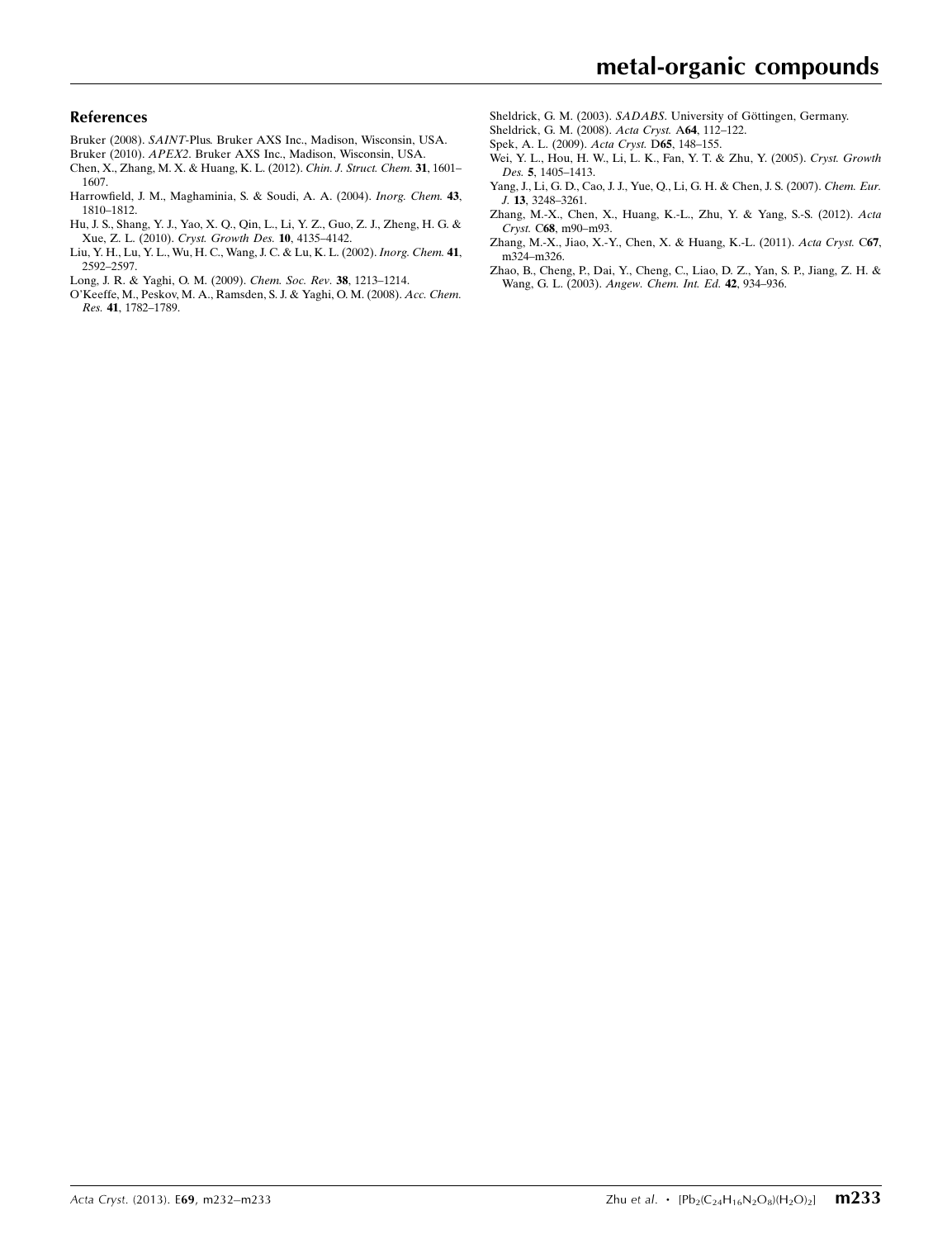## References

Bruker (2008). *SAINT-Plus*. Bruker AXS Inc., Madison, Wisconsin, USA.

Bruker (2010). *APEX2*. Bruker AXS Inc., Madison, Wisconsin, USA.

Chen, X., Zhang, M. X. & Huang, K. L. (2012). *Chin. J. Struct. Chem.* **31**, 1601–1607.

Harrowfield, J. M., Maghaminia, S. & Soudi, A. A. (2004). *Inorg. Chem.* **43**, 1810–1812.

Hu, J. S., Shang, Y. J., Yao, X. Q., Qin, L., Li, Y. Z., Guo, Z. J., Zheng, H. G. & Xue, Z. L. (2010). *Cryst. Growth Des.* **10**, 4135–4142.

Liu, Y. H., Lu, Y. L., Wu, H. C., Wang, J. C. & Lu, K. L. (2002). *Inorg. Chem.* **41**, 2592–2597.

Long, J. R. & Yaghi, O. M. (2009). *Chem. Soc. Rev.* **38**, 1213–1214.

O'Keeffe, M., Peskov, M. A., Ramsden, S. J. & Yaghi, O. M. (2008). *Acc. Chem. Res.* **41**, 1782–1789.

Sheldrick, G. M. (2003). *SADABS*. University of Göttingen, Germany.

Sheldrick, G. M. (2008). *Acta Cryst.* A**64**, 112–122.

Spek, A. L. (2009). *Acta Cryst.* D**65**, 148–155.

Wei, Y. L., Hou, H. W., Li, L. K., Fan, Y. T. & Zhu, Y. (2005). *Cryst. Growth Des.* **5**, 1405–1413.

Yang, J., Li, G. D., Cao, J. J., Yue, Q., Li, G. H. & Chen, J. S. (2007). *Chem. Eur. J.* **13**, 3248–3261.

Zhang, M.-X., Chen, X., Huang, K.-L., Zhu, Y. & Yang, S.-S. (2012). *Acta Cryst.* C**68**, m90–m93.

Zhang, M.-X., Jiao, X.-Y., Chen, X. & Huang, K.-L. (2011). *Acta Cryst.* C**67**, m324–m326.

Zhao, B., Cheng, P., Dai, Y., Cheng, C., Liao, D. Z., Yan, S. P., Jiang, Z. H. & Wang, G. L. (2003). *Angew. Chem. Int. Ed.* **42**, 934–936.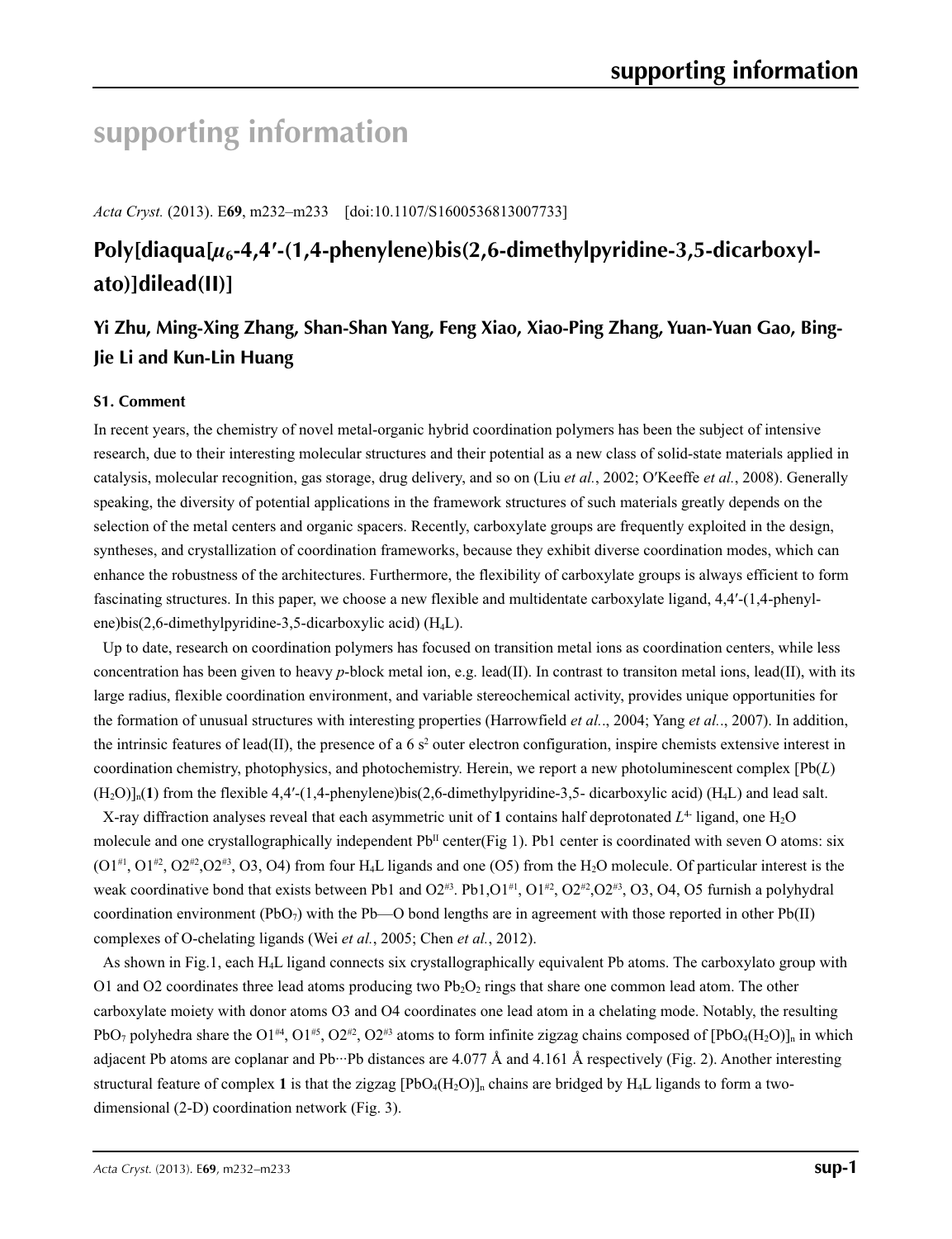# supporting information

*Acta Cryst.* (2013). E**69**, m232–m233 [doi:10.1107/S1600536813007733]

## Poly[diaqua[$\mu_6$-4,4′-(1,4-phenylene)bis(2,6-dimethylpyridine-3,5-dicarboxylato)]dilead(II)]

### Yi Zhu, Ming-Xing Zhang, Shan-Shan Yang, Feng Xiao, Xiao-Ping Zhang, Yuan-Yuan Gao, Bing-Jie Li and Kun-Lin Huang

#### S1. Comment

In recent years, the chemistry of novel metal-organic hybrid coordination polymers has been the subject of intensive research, due to their interesting molecular structures and their potential as a new class of solid-state materials applied in catalysis, molecular recognition, gas storage, drug delivery, and so on (Liu *et al.*, 2002; O′Keeffe *et al.*, 2008). Generally speaking, the diversity of potential applications in the framework structures of such materials greatly depends on the selection of the metal centers and organic spacers. Recently, carboxylate groups are frequently exploited in the design, syntheses, and crystallization of coordination frameworks, because they exhibit diverse coordination modes, which can enhance the robustness of the architectures. Furthermore, the flexibility of carboxylate groups is always efficient to form fascinating structures. In this paper, we choose a new flexible and multidentate carboxylate ligand, 4,4′-(1,4-phenylene)bis(2,6-dimethylpyridine-3,5-dicarboxylic acid) ($H_4L$).

Up to date, research on coordination polymers has focused on transition metal ions as coordination centers, while less concentration has been given to heavy *p*-block metal ion, e.g. lead(II). In contrast to transiton metal ions, lead(II), with its large radius, flexible coordination environment, and variable stereochemical activity, provides unique opportunities for the formation of unusual structures with interesting properties (Harrowfield *et al.*., 2004; Yang *et al.*., 2007). In addition, the intrinsic features of lead(II), the presence of a 6 $s^2$ outer electron configuration, inspire chemists extensive interest in coordination chemistry, photophysics, and photochemistry. Herein, we report a new photoluminescent complex $[Pb(L)(H_2O)]_n$(**1**) from the flexible 4,4′-(1,4-phenylene)bis(2,6-dimethylpyridine-3,5- dicarboxylic acid) ($H_4L$) and lead salt.

X-ray diffraction analyses reveal that each asymmetric unit of **1** contains half deprotonated $L^{4-}$ ligand, one $H_2O$ molecule and one crystallographically independent $Pb^{II}$ center(Fig 1). Pb1 center is coordinated with seven O atoms: six ($O1^{\#1}$, $O1^{\#2}$, $O2^{\#2}$,$O2^{\#3}$, O3, O4) from four $H_4L$ ligands and one (O5) from the $H_2O$ molecule. Of particular interest is the weak coordinative bond that exists between Pb1 and $O2^{\#3}$. Pb1,$O1^{\#1}$, $O1^{\#2}$, $O2^{\#2}$,$O2^{\#3}$, O3, O4, O5 furnish a polyhydral coordination environment ($PbO_7$) with the Pb—O bond lengths are in agreement with those reported in other Pb(II) complexes of O-chelating ligands (Wei *et al.*, 2005; Chen *et al.*, 2012).

As shown in Fig.1, each $H_4L$ ligand connects six crystallographically equivalent Pb atoms. The carboxylato group with O1 and O2 coordinates three lead atoms producing two $Pb_2O_2$ rings that share one common lead atom. The other carboxylate moiety with donor atoms O3 and O4 coordinates one lead atom in a chelating mode. Notably, the resulting $PbO_7$ polyhedra share the $O1^{\#4}$, $O1^{\#5}$, $O2^{\#2}$, $O2^{\#3}$ atoms to form infinite zigzag chains composed of $[PbO_4(H_2O)]_n$ in which adjacent Pb atoms are coplanar and Pb···Pb distances are 4.077 Å and 4.161 Å respectively (Fig. 2). Another interesting structural feature of complex **1** is that the zigzag $[PbO_4(H_2O)]_n$ chains are bridged by $H_4L$ ligands to form a two-dimensional (2-D) coordination network (Fig. 3).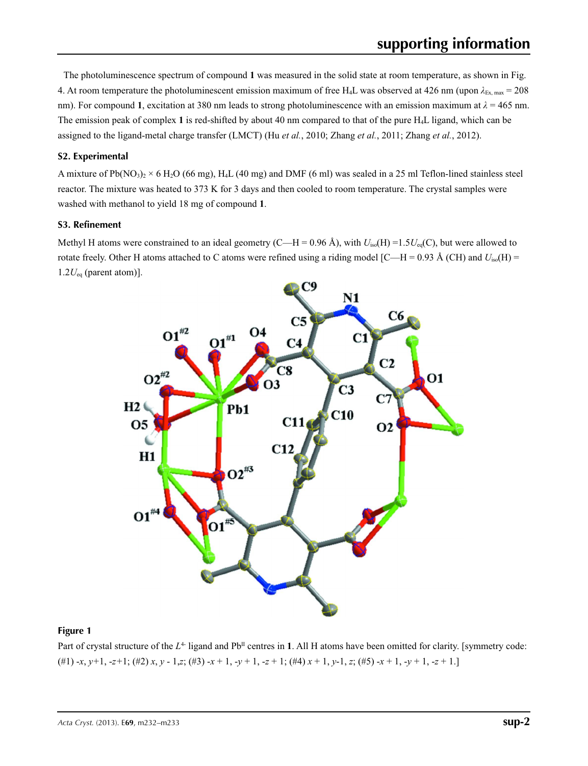The photoluminescence spectrum of compound **1** was measured in the solid state at room temperature, as shown in Fig. 4. At room temperature the photoluminescent emission maximum of free $H_4L$ was observed at 426 nm (upon $\lambda_{Ex,\,max}$ = 208 nm). For compound **1**, excitation at 380 nm leads to strong photoluminescence with an emission maximum at $\lambda$ = 465 nm. The emission peak of complex **1** is red-shifted by about 40 nm compared to that of the pure $H_4L$ ligand, which can be assigned to the ligand-metal charge transfer (LMCT) (Hu *et al.*, 2010; Zhang *et al.*, 2011; Zhang *et al.*, 2012).

### S2. Experimental

A mixture of $Pb(NO_3)_2 \times 6\,H_2O$ (66 mg), $H_4L$ (40 mg) and DMF (6 ml) was sealed in a 25 ml Teflon-lined stainless steel reactor. The mixture was heated to 373 K for 3 days and then cooled to room temperature. The crystal samples were washed with methanol to yield 18 mg of compound **1**.

### S3. Refinement

Methyl H atoms were constrained to an ideal geometry (C—H = 0.96 Å), with $U_{iso}$(H) =1.5$U_{eq}$(C), but were allowed to rotate freely. Other H atoms attached to C atoms were refined using a riding model [C—H = 0.93 Å (CH) and $U_{iso}$(H) = 1.2$U_{eq}$ (parent atom)].

**Figure 1**

Part of crystal structure of the $L^{4-}$ ligand and $Pb^{II}$ centres in **1**. All H atoms have been omitted for clarity. [symmetry code: (#1) -*x*, *y*+1, -*z*+1; (#2) *x*, *y* - 1,*z*; (#3) -*x* + 1, -*y* + 1, -*z* + 1; (#4) *x* + 1, *y*-1, *z*; (#5) -*x* + 1, -*y* + 1, -*z* + 1.]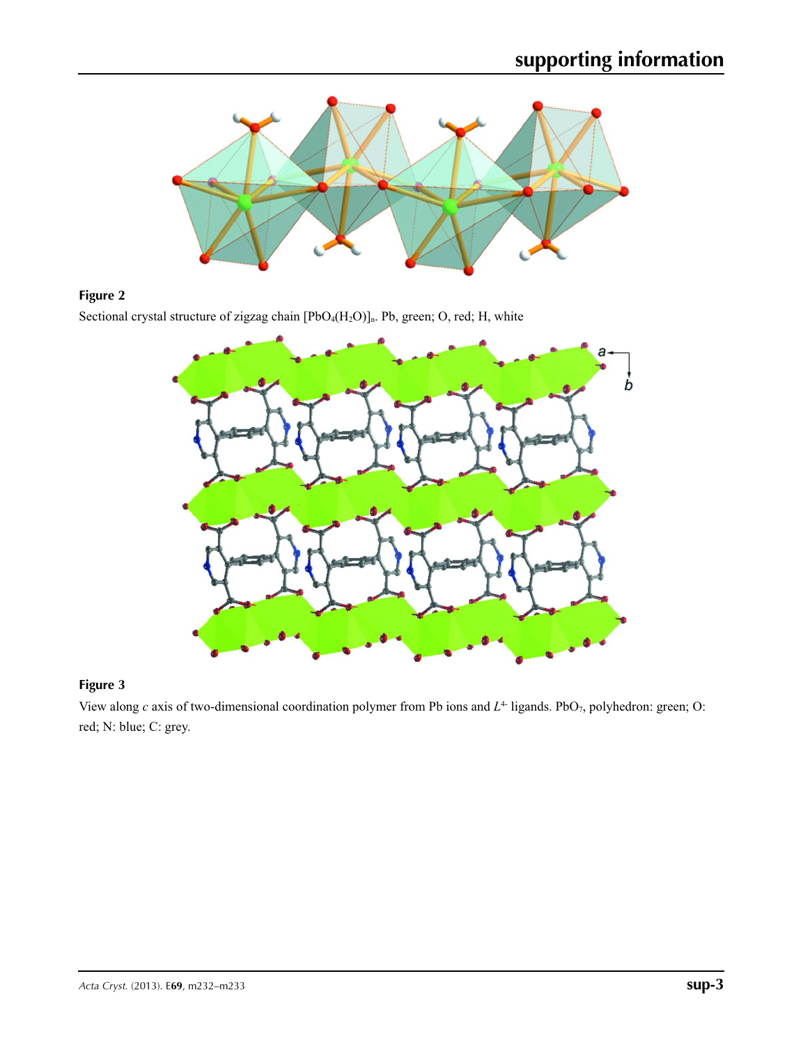**Figure 2**

Sectional crystal structure of zigzag chain $[PbO_4(H_2O)]_n$. Pb, green; O, red; H, white

**Figure 3**

View along *c* axis of two-dimensional coordination polymer from Pb ions and $L^{4-}$ ligands. $PbO_7$, polyhedron: green; O: red; N: blue; C: grey.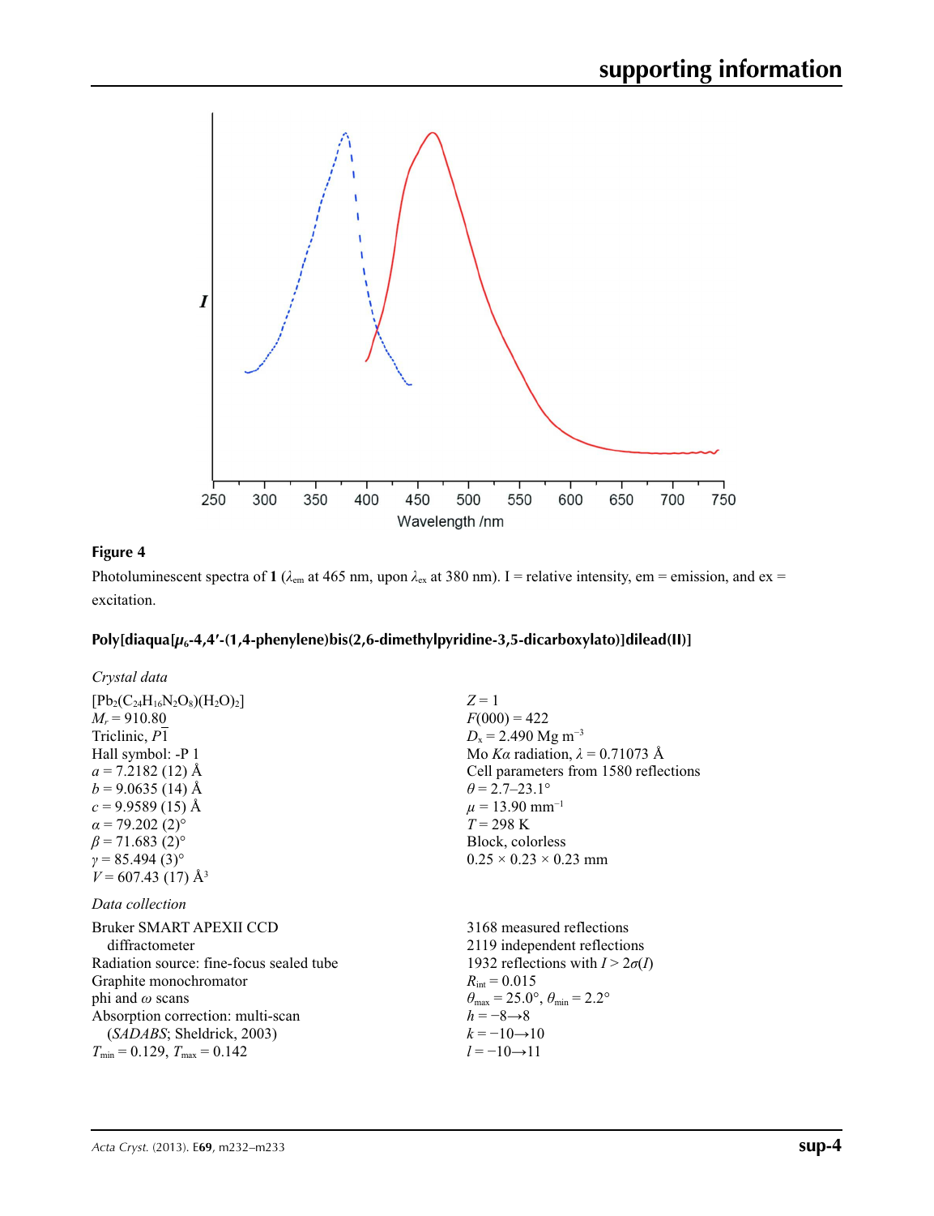**Figure 4**

Photoluminescent spectra of **1** ($\lambda_{em}$ at 465 nm, upon $\lambda_{ex}$ at 380 nm). I = relative intensity, em = emission, and ex = excitation.

## Poly[diaqua[$\mu_6$-4,4′-(1,4-phenylene)bis(2,6-dimethylpyridine-3,5-dicarboxylato)]dilead(II)]

### *Crystal data*

[$Pb_2(C_{24}H_{16}N_2O_8)(H_2O)_2$]
$M_r$ = 910.80
Triclinic, $P\overline{1}$
Hall symbol: -P 1
$a$ = 7.2182 (12) Å
$b$ = 9.0635 (14) Å
$c$ = 9.9589 (15) Å
$\alpha$ = 79.202 (2)°
$\beta$ = 71.683 (2)°
$\gamma$ = 85.494 (3)°
$V$ = 607.43 (17) Å$^3$
$Z$ = 1
$F$(000) = 422
$D_x$ = 2.490 Mg m$^{-3}$
Mo $K\alpha$ radiation, $\lambda$ = 0.71073 Å
Cell parameters from 1580 reflections
$\theta$ = 2.7–23.1°
$\mu$ = 13.90 mm$^{-1}$
$T$ = 298 K
Block, colorless
0.25 × 0.23 × 0.23 mm

### *Data collection*

Bruker SMART APEXII CCD diffractometer
Radiation source: fine-focus sealed tube
Graphite monochromator
phi and $\omega$ scans
Absorption correction: multi-scan (*SADABS*; Sheldrick, 2003)
$T_{min}$ = 0.129, $T_{max}$ = 0.142
3168 measured reflections
2119 independent reflections
1932 reflections with $I > 2\sigma(I)$
$R_{int}$ = 0.015
$\theta_{max}$ = 25.0°, $\theta_{min}$ = 2.2°
$h$ = −8→8
$k$ = −10→10
$l$ = −10→11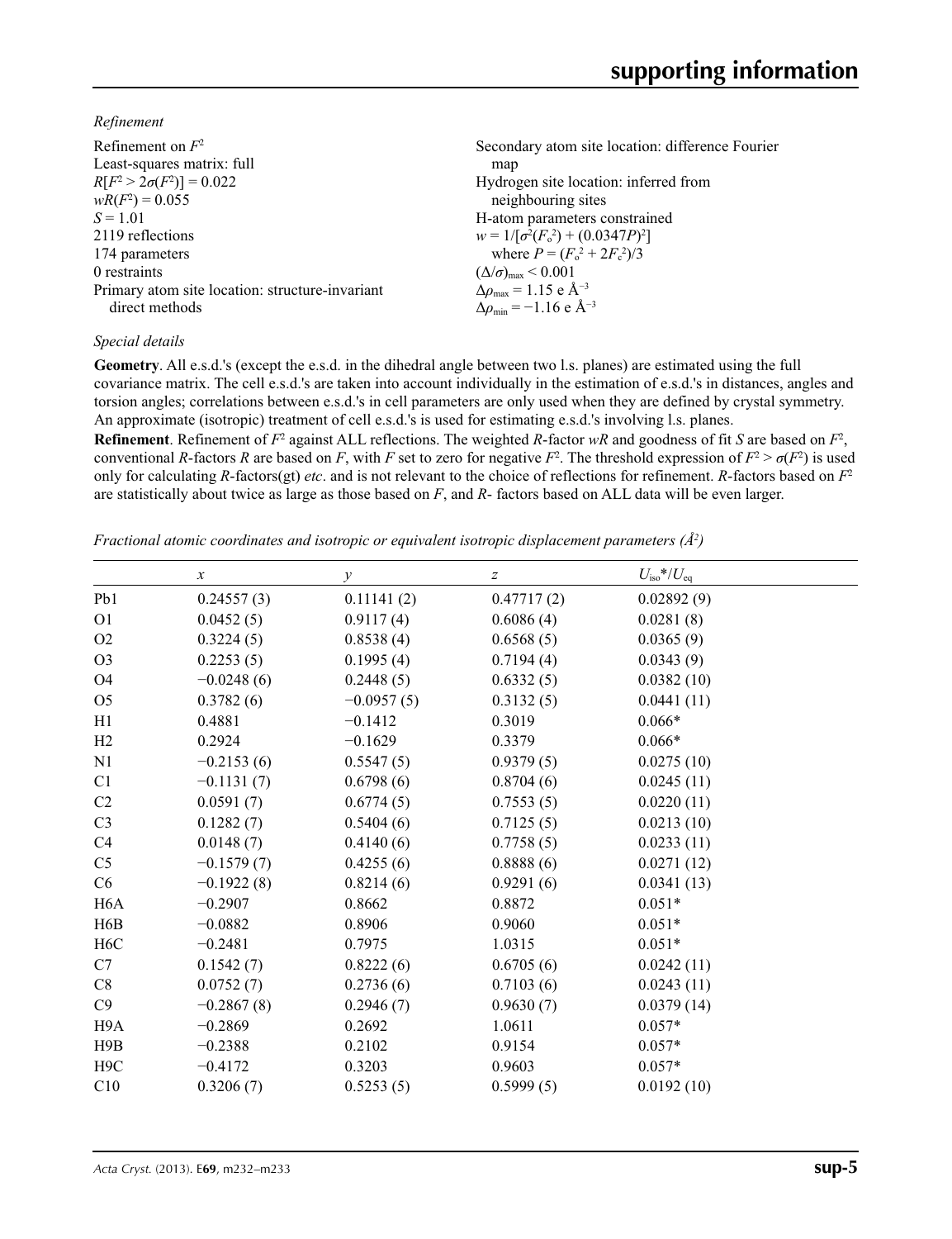*Refinement*

Refinement on $F^2$
Least-squares matrix: full
$R[F^2 > 2\sigma(F^2)] = 0.022$
$wR(F^2) = 0.055$
$S = 1.01$
2119 reflections
174 parameters
0 restraints
Primary atom site location: structure-invariant direct methods
Secondary atom site location: difference Fourier map
Hydrogen site location: inferred from neighbouring sites
H-atom parameters constrained
$w = 1/[\sigma^2(F_o^2) + (0.0347P)^2]$
where $P = (F_o^2 + 2F_c^2)/3$
$(\Delta/\sigma)_{max} < 0.001$
$\Delta\rho_{max} = 1.15$ e Å$^{-3}$
$\Delta\rho_{min} = -1.16$ e Å$^{-3}$

*Special details*

**Geometry**. All e.s.d.'s (except the e.s.d. in the dihedral angle between two l.s. planes) are estimated using the full covariance matrix. The cell e.s.d.'s are taken into account individually in the estimation of e.s.d.'s in distances, angles and torsion angles; correlations between e.s.d.'s in cell parameters are only used when they are defined by crystal symmetry. An approximate (isotropic) treatment of cell e.s.d.'s is used for estimating e.s.d.'s involving l.s. planes.

**Refinement**. Refinement of $F^2$ against ALL reflections. The weighted $R$-factor $wR$ and goodness of fit $S$ are based on $F^2$, conventional $R$-factors $R$ are based on $F$, with $F$ set to zero for negative $F^2$. The threshold expression of $F^2 > \sigma(F^2)$ is used only for calculating $R$-factors(gt) *etc*. and is not relevant to the choice of reflections for refinement. $R$-factors based on $F^2$ are statistically about twice as large as those based on $F$, and $R$- factors based on ALL data will be even larger.

*Fractional atomic coordinates and isotropic or equivalent isotropic displacement parameters (Å$^2$)*

| | $x$ | $y$ | $z$ | $U_{iso}$*/$U_{eq}$ |
|---|---|---|---|---|
| Pb1 | 0.24557 (3) | 0.11141 (2) | 0.47717 (2) | 0.02892 (9) |
| O1 | 0.0452 (5) | 0.9117 (4) | 0.6086 (4) | 0.0281 (8) |
| O2 | 0.3224 (5) | 0.8538 (4) | 0.6568 (5) | 0.0365 (9) |
| O3 | 0.2253 (5) | 0.1995 (4) | 0.7194 (4) | 0.0343 (9) |
| O4 | −0.0248 (6) | 0.2448 (5) | 0.6332 (5) | 0.0382 (10) |
| O5 | 0.3782 (6) | −0.0957 (5) | 0.3132 (5) | 0.0441 (11) |
| H1 | 0.4881 | −0.1412 | 0.3019 | 0.066* |
| H2 | 0.2924 | −0.1629 | 0.3379 | 0.066* |
| N1 | −0.2153 (6) | 0.5547 (5) | 0.9379 (5) | 0.0275 (10) |
| C1 | −0.1131 (7) | 0.6798 (6) | 0.8704 (6) | 0.0245 (11) |
| C2 | 0.0591 (7) | 0.6774 (5) | 0.7553 (5) | 0.0220 (11) |
| C3 | 0.1282 (7) | 0.5404 (6) | 0.7125 (5) | 0.0213 (10) |
| C4 | 0.0148 (7) | 0.4140 (6) | 0.7758 (5) | 0.0233 (11) |
| C5 | −0.1579 (7) | 0.4255 (6) | 0.8888 (6) | 0.0271 (12) |
| C6 | −0.1922 (8) | 0.8214 (6) | 0.9291 (6) | 0.0341 (13) |
| H6A | −0.2907 | 0.8662 | 0.8872 | 0.051* |
| H6B | −0.0882 | 0.8906 | 0.9060 | 0.051* |
| H6C | −0.2481 | 0.7975 | 1.0315 | 0.051* |
| C7 | 0.1542 (7) | 0.8222 (6) | 0.6705 (6) | 0.0242 (11) |
| C8 | 0.0752 (7) | 0.2736 (6) | 0.7103 (6) | 0.0243 (11) |
| C9 | −0.2867 (8) | 0.2946 (7) | 0.9630 (7) | 0.0379 (14) |
| H9A | −0.2869 | 0.2692 | 1.0611 | 0.057* |
| H9B | −0.2388 | 0.2102 | 0.9154 | 0.057* |
| H9C | −0.4172 | 0.3203 | 0.9603 | 0.057* |
| C10 | 0.3206 (7) | 0.5253 (5) | 0.5999 (5) | 0.0192 (10) |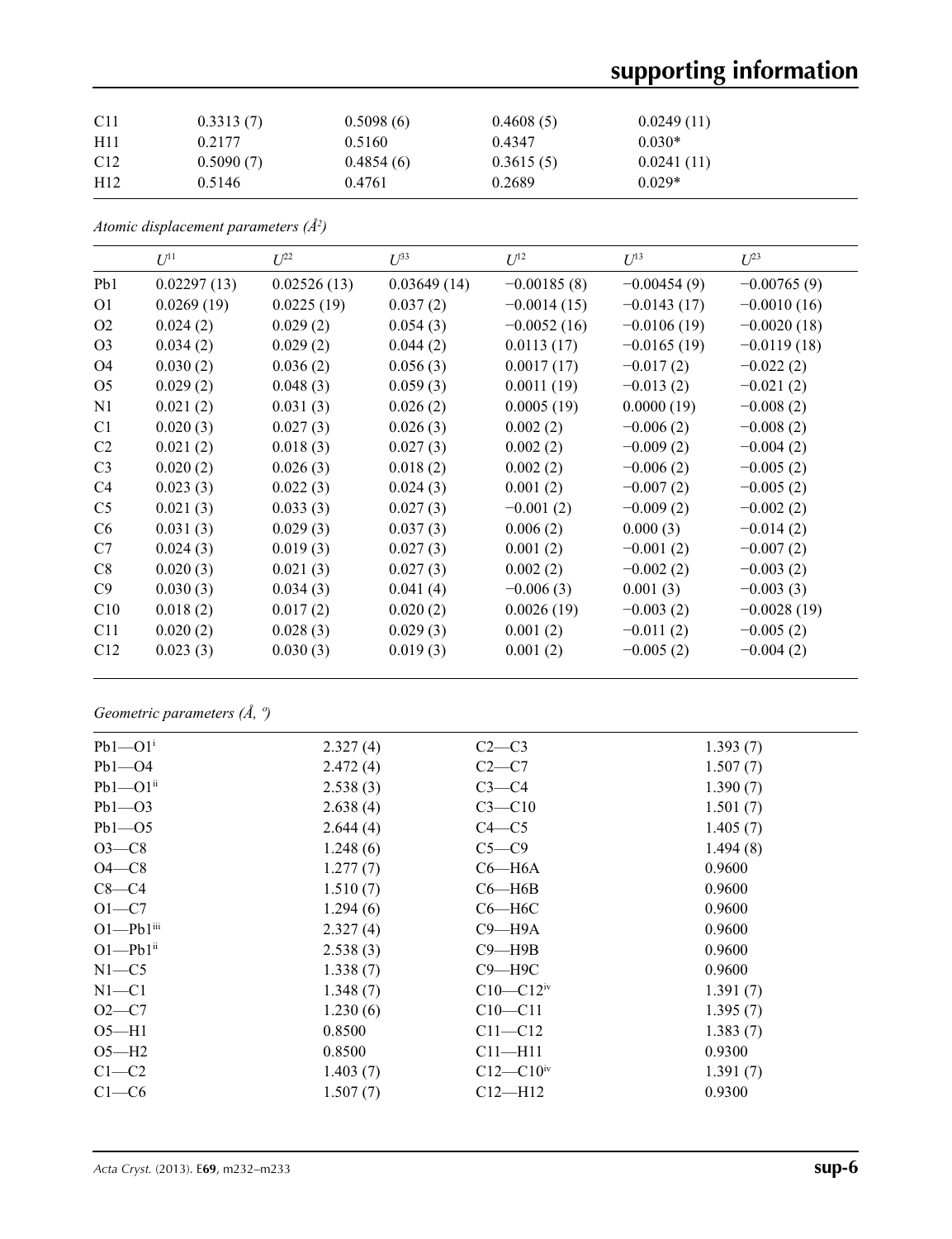| C11 | 0.3313 (7) | 0.5098 (6) | 0.4608 (5) | 0.0249 (11) |
|---|---|---|---|---|
| H11 | 0.2177 | 0.5160 | 0.4347 | 0.030* |
| C12 | 0.5090 (7) | 0.4854 (6) | 0.3615 (5) | 0.0241 (11) |
| H12 | 0.5146 | 0.4761 | 0.2689 | 0.029* |

*Atomic displacement parameters (Å²)*

| | $U^{11}$ | $U^{22}$ | $U^{33}$ | $U^{12}$ | $U^{13}$ | $U^{23}$ |
|---|---|---|---|---|---|---|
| Pb1 | 0.02297 (13) | 0.02526 (13) | 0.03649 (14) | −0.00185 (8) | −0.00454 (9) | −0.00765 (9) |
| O1 | 0.0269 (19) | 0.0225 (19) | 0.037 (2) | −0.0014 (15) | −0.0143 (17) | −0.0010 (16) |
| O2 | 0.024 (2) | 0.029 (2) | 0.054 (3) | −0.0052 (16) | −0.0106 (19) | −0.0020 (18) |
| O3 | 0.034 (2) | 0.029 (2) | 0.044 (2) | 0.0113 (17) | −0.0165 (19) | −0.0119 (18) |
| O4 | 0.030 (2) | 0.036 (2) | 0.056 (3) | 0.0017 (17) | −0.017 (2) | −0.022 (2) |
| O5 | 0.029 (2) | 0.048 (3) | 0.059 (3) | 0.0011 (19) | −0.013 (2) | −0.021 (2) |
| N1 | 0.021 (2) | 0.031 (3) | 0.026 (2) | 0.0005 (19) | 0.0000 (19) | −0.008 (2) |
| C1 | 0.020 (3) | 0.027 (3) | 0.026 (3) | 0.002 (2) | −0.006 (2) | −0.008 (2) |
| C2 | 0.021 (2) | 0.018 (3) | 0.027 (3) | 0.002 (2) | −0.009 (2) | −0.004 (2) |
| C3 | 0.020 (2) | 0.026 (3) | 0.018 (2) | 0.002 (2) | −0.006 (2) | −0.005 (2) |
| C4 | 0.023 (3) | 0.022 (3) | 0.024 (3) | 0.001 (2) | −0.007 (2) | −0.005 (2) |
| C5 | 0.021 (3) | 0.033 (3) | 0.027 (3) | −0.001 (2) | −0.009 (2) | −0.002 (2) |
| C6 | 0.031 (3) | 0.029 (3) | 0.037 (3) | 0.006 (2) | 0.000 (3) | −0.014 (2) |
| C7 | 0.024 (3) | 0.019 (3) | 0.027 (3) | 0.001 (2) | −0.001 (2) | −0.007 (2) |
| C8 | 0.020 (3) | 0.021 (3) | 0.027 (3) | 0.002 (2) | −0.002 (2) | −0.003 (2) |
| C9 | 0.030 (3) | 0.034 (3) | 0.041 (4) | −0.006 (3) | 0.001 (3) | −0.003 (3) |
| C10 | 0.018 (2) | 0.017 (2) | 0.020 (2) | 0.0026 (19) | −0.003 (2) | −0.0028 (19) |
| C11 | 0.020 (2) | 0.028 (3) | 0.029 (3) | 0.001 (2) | −0.011 (2) | −0.005 (2) |
| C12 | 0.023 (3) | 0.030 (3) | 0.019 (3) | 0.001 (2) | −0.005 (2) | −0.004 (2) |

*Geometric parameters (Å, º)*

| | | | |
|---|---|---|---|
| Pb1—O1$^{i}$ | 2.327 (4) | C2—C3 | 1.393 (7) |
| Pb1—O4 | 2.472 (4) | C2—C7 | 1.507 (7) |
| Pb1—O1$^{ii}$ | 2.538 (3) | C3—C4 | 1.390 (7) |
| Pb1—O3 | 2.638 (4) | C3—C10 | 1.501 (7) |
| Pb1—O5 | 2.644 (4) | C4—C5 | 1.405 (7) |
| O3—C8 | 1.248 (6) | C5—C9 | 1.494 (8) |
| O4—C8 | 1.277 (7) | C6—H6A | 0.9600 |
| C8—C4 | 1.510 (7) | C6—H6B | 0.9600 |
| O1—C7 | 1.294 (6) | C6—H6C | 0.9600 |
| O1—Pb1$^{iii}$ | 2.327 (4) | C9—H9A | 0.9600 |
| O1—Pb1$^{ii}$ | 2.538 (3) | C9—H9B | 0.9600 |
| N1—C5 | 1.338 (7) | C9—H9C | 0.9600 |
| N1—C1 | 1.348 (7) | C10—C12$^{iv}$ | 1.391 (7) |
| O2—C7 | 1.230 (6) | C10—C11 | 1.395 (7) |
| O5—H1 | 0.8500 | C11—C12 | 1.383 (7) |
| O5—H2 | 0.8500 | C11—H11 | 0.9300 |
| C1—C2 | 1.403 (7) | C12—C10$^{iv}$ | 1.391 (7) |
| C1—C6 | 1.507 (7) | C12—H12 | 0.9300 |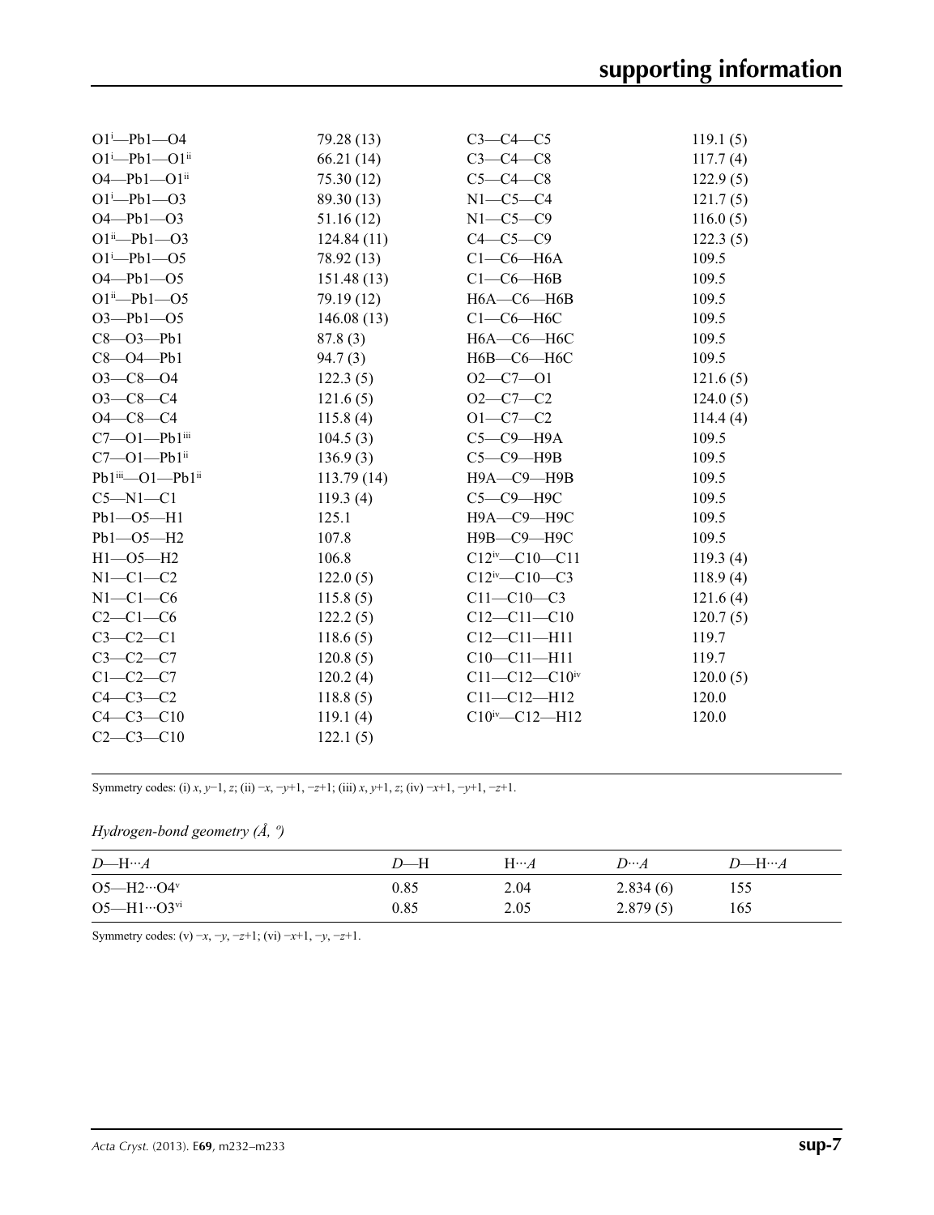| | | | |
|---|---|---|---|
| O1$^{i}$—Pb1—O4 | 79.28 (13) | C3—C4—C5 | 119.1 (5) |
| O1$^{i}$—Pb1—O1$^{ii}$ | 66.21 (14) | C3—C4—C8 | 117.7 (4) |
| O4—Pb1—O1$^{ii}$ | 75.30 (12) | C5—C4—C8 | 122.9 (5) |
| O1$^{i}$—Pb1—O3 | 89.30 (13) | N1—C5—C4 | 121.7 (5) |
| O4—Pb1—O3 | 51.16 (12) | N1—C5—C9 | 116.0 (5) |
| O1$^{ii}$—Pb1—O3 | 124.84 (11) | C4—C5—C9 | 122.3 (5) |
| O1$^{i}$—Pb1—O5 | 78.92 (13) | C1—C6—H6A | 109.5 |
| O4—Pb1—O5 | 151.48 (13) | C1—C6—H6B | 109.5 |
| O1$^{ii}$—Pb1—O5 | 79.19 (12) | H6A—C6—H6B | 109.5 |
| O3—Pb1—O5 | 146.08 (13) | C1—C6—H6C | 109.5 |
| C8—O3—Pb1 | 87.8 (3) | H6A—C6—H6C | 109.5 |
| C8—O4—Pb1 | 94.7 (3) | H6B—C6—H6C | 109.5 |
| O3—C8—O4 | 122.3 (5) | O2—C7—O1 | 121.6 (5) |
| O3—C8—C4 | 121.6 (5) | O2—C7—C2 | 124.0 (5) |
| O4—C8—C4 | 115.8 (4) | O1—C7—C2 | 114.4 (4) |
| C7—O1—Pb1$^{iii}$ | 104.5 (3) | C5—C9—H9A | 109.5 |
| C7—O1—Pb1$^{ii}$ | 136.9 (3) | C5—C9—H9B | 109.5 |
| Pb1$^{iii}$—O1—Pb1$^{ii}$ | 113.79 (14) | H9A—C9—H9B | 109.5 |
| C5—N1—C1 | 119.3 (4) | C5—C9—H9C | 109.5 |
| Pb1—O5—H1 | 125.1 | H9A—C9—H9C | 109.5 |
| Pb1—O5—H2 | 107.8 | H9B—C9—H9C | 109.5 |
| H1—O5—H2 | 106.8 | C12$^{iv}$—C10—C11 | 119.3 (4) |
| N1—C1—C2 | 122.0 (5) | C12$^{iv}$—C10—C3 | 118.9 (4) |
| N1—C1—C6 | 115.8 (5) | C11—C10—C3 | 121.6 (4) |
| C2—C1—C6 | 122.2 (5) | C12—C11—C10 | 120.7 (5) |
| C3—C2—C1 | 118.6 (5) | C12—C11—H11 | 119.7 |
| C3—C2—C7 | 120.8 (5) | C10—C11—H11 | 119.7 |
| C1—C2—C7 | 120.2 (4) | C11—C12—C10$^{iv}$ | 120.0 (5) |
| C4—C3—C2 | 118.8 (5) | C11—C12—H12 | 120.0 |
| C4—C3—C10 | 119.1 (4) | C10$^{iv}$—C12—H12 | 120.0 |
| C2—C3—C10 | 122.1 (5) | | |

Symmetry codes: (i) $x$, $y$−1, $z$; (ii) −$x$, −$y$+1, −$z$+1; (iii) $x$, $y$+1, $z$; (iv) −$x$+1, −$y$+1, −$z$+1.

*Hydrogen-bond geometry (Å, º)*

| $D$—H···$A$ | $D$—H | H···$A$ | $D$···$A$ | $D$—H···$A$ |
|---|---|---|---|---|
| O5—H2···O4$^{v}$ | 0.85 | 2.04 | 2.834 (6) | 155 |
| O5—H1···O3$^{vi}$ | 0.85 | 2.05 | 2.879 (5) | 165 |

Symmetry codes: (v) −$x$, −$y$, −$z$+1; (vi) −$x$+1, −$y$, −$z$+1.